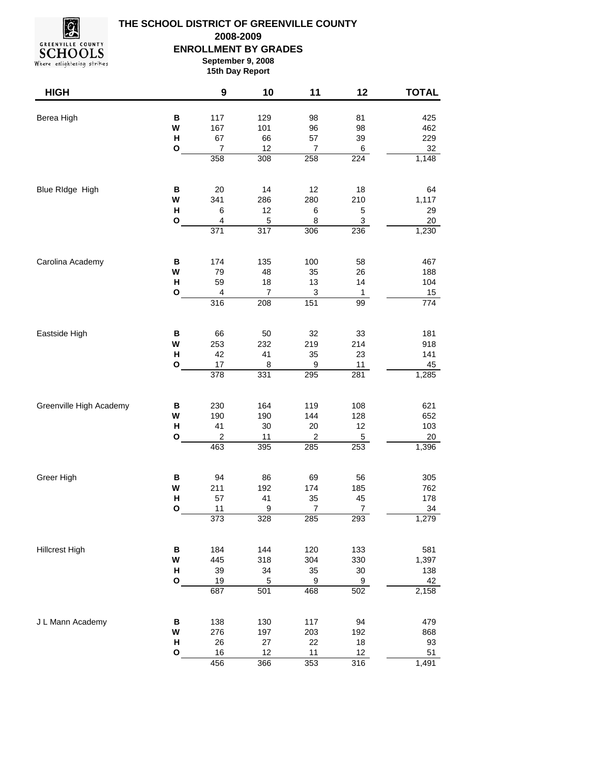# THE SCHOOL DISTRICT OF GREENVILLE COUNTY

## 2008-2009

## ENROLLMENT BY GRADES

**September 9, 2008**

**15th Day Report**

| HIGH | | 9 | 10 | 11 | 12 | TOTAL |
|---|---|---|---|---|---|---|
| Berea High | B | 117 | 129 | 98 | 81 | 425 |
| | W | 167 | 101 | 96 | 98 | 462 |
| | H | 67 | 66 | 57 | 39 | 229 |
| | O | 7 | 12 | 7 | 6 | 32 |
| | | 358 | 308 | 258 | 224 | 1,148 |
| Blue RIdge High | B | 20 | 14 | 12 | 18 | 64 |
| | W | 341 | 286 | 280 | 210 | 1,117 |
| | H | 6 | 12 | 6 | 5 | 29 |
| | O | 4 | 5 | 8 | 3 | 20 |
| | | 371 | 317 | 306 | 236 | 1,230 |
| Carolina Academy | B | 174 | 135 | 100 | 58 | 467 |
| | W | 79 | 48 | 35 | 26 | 188 |
| | H | 59 | 18 | 13 | 14 | 104 |
| | O | 4 | 7 | 3 | 1 | 15 |
| | | 316 | 208 | 151 | 99 | 774 |
| Eastside High | B | 66 | 50 | 32 | 33 | 181 |
| | W | 253 | 232 | 219 | 214 | 918 |
| | H | 42 | 41 | 35 | 23 | 141 |
| | O | 17 | 8 | 9 | 11 | 45 |
| | | 378 | 331 | 295 | 281 | 1,285 |
| Greenville High Academy | B | 230 | 164 | 119 | 108 | 621 |
| | W | 190 | 190 | 144 | 128 | 652 |
| | H | 41 | 30 | 20 | 12 | 103 |
| | O | 2 | 11 | 2 | 5 | 20 |
| | | 463 | 395 | 285 | 253 | 1,396 |
| Greer High | B | 94 | 86 | 69 | 56 | 305 |
| | W | 211 | 192 | 174 | 185 | 762 |
| | H | 57 | 41 | 35 | 45 | 178 |
| | O | 11 | 9 | 7 | 7 | 34 |
| | | 373 | 328 | 285 | 293 | 1,279 |
| Hillcrest High | B | 184 | 144 | 120 | 133 | 581 |
| | W | 445 | 318 | 304 | 330 | 1,397 |
| | H | 39 | 34 | 35 | 30 | 138 |
| | O | 19 | 5 | 9 | 9 | 42 |
| | | 687 | 501 | 468 | 502 | 2,158 |
| J L Mann Academy | B | 138 | 130 | 117 | 94 | 479 |
| | W | 276 | 197 | 203 | 192 | 868 |
| | H | 26 | 27 | 22 | 18 | 93 |
| | O | 16 | 12 | 11 | 12 | 51 |
| | | 456 | 366 | 353 | 316 | 1,491 |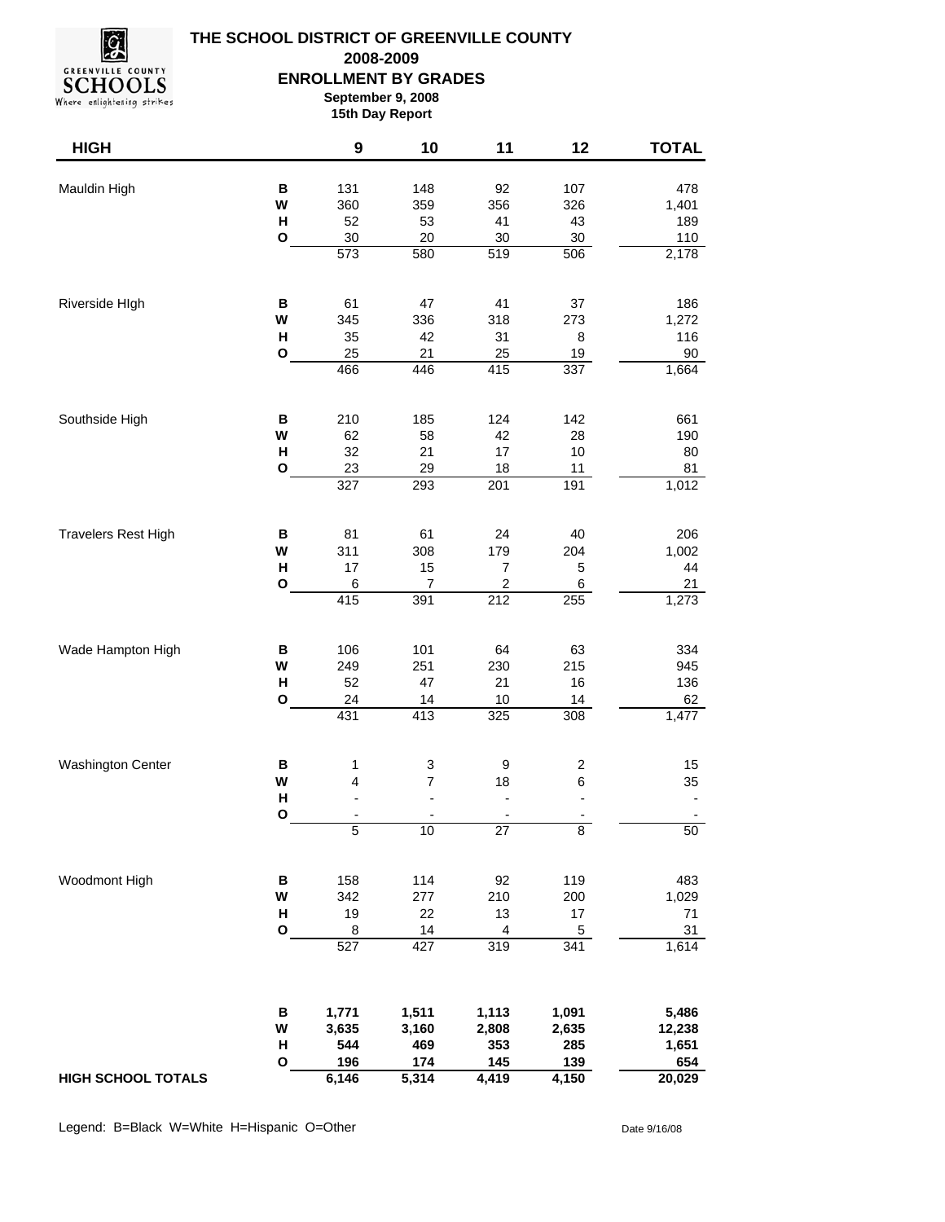# THE SCHOOL DISTRICT OF GREENVILLE COUNTY

**2008-2009**

**ENROLLMENT BY GRADES**

**September 9, 2008**

**15th Day Report**

| HIGH | | 9 | 10 | 11 | 12 | TOTAL |
|---|---|---|---|---|---|---|
| Mauldin High | B | 131 | 148 | 92 | 107 | 478 |
| | W | 360 | 359 | 356 | 326 | 1,401 |
| | H | 52 | 53 | 41 | 43 | 189 |
| | O | 30 | 20 | 30 | 30 | 110 |
| | | 573 | 580 | 519 | 506 | 2,178 |
| Riverside HIgh | B | 61 | 47 | 41 | 37 | 186 |
| | W | 345 | 336 | 318 | 273 | 1,272 |
| | H | 35 | 42 | 31 | 8 | 116 |
| | O | 25 | 21 | 25 | 19 | 90 |
| | | 466 | 446 | 415 | 337 | 1,664 |
| Southside High | B | 210 | 185 | 124 | 142 | 661 |
| | W | 62 | 58 | 42 | 28 | 190 |
| | H | 32 | 21 | 17 | 10 | 80 |
| | O | 23 | 29 | 18 | 11 | 81 |
| | | 327 | 293 | 201 | 191 | 1,012 |
| Travelers Rest High | B | 81 | 61 | 24 | 40 | 206 |
| | W | 311 | 308 | 179 | 204 | 1,002 |
| | H | 17 | 15 | 7 | 5 | 44 |
| | O | 6 | 7 | 2 | 6 | 21 |
| | | 415 | 391 | 212 | 255 | 1,273 |
| Wade Hampton High | B | 106 | 101 | 64 | 63 | 334 |
| | W | 249 | 251 | 230 | 215 | 945 |
| | H | 52 | 47 | 21 | 16 | 136 |
| | O | 24 | 14 | 10 | 14 | 62 |
| | | 431 | 413 | 325 | 308 | 1,477 |
| Washington Center | B | 1 | 3 | 9 | 2 | 15 |
| | W | 4 | 7 | 18 | 6 | 35 |
| | H | - | - | - | - | - |
| | O | - | - | - | - | - |
| | | 5 | 10 | 27 | 8 | 50 |
| Woodmont High | B | 158 | 114 | 92 | 119 | 483 |
| | W | 342 | 277 | 210 | 200 | 1,029 |
| | H | 19 | 22 | 13 | 17 | 71 |
| | O | 8 | 14 | 4 | 5 | 31 |
| | | 527 | 427 | 319 | 341 | 1,614 |
| | **B** | **1,771** | **1,511** | **1,113** | **1,091** | **5,486** |
| | **W** | **3,635** | **3,160** | **2,808** | **2,635** | **12,238** |
| | **H** | **544** | **469** | **353** | **285** | **1,651** |
| | **O** | **196** | **174** | **145** | **139** | **654** |
| **HIGH SCHOOL TOTALS** | | **6,146** | **5,314** | **4,419** | **4,150** | **20,029** |

Legend: B=Black W=White H=Hispanic O=Other

Date 9/16/08